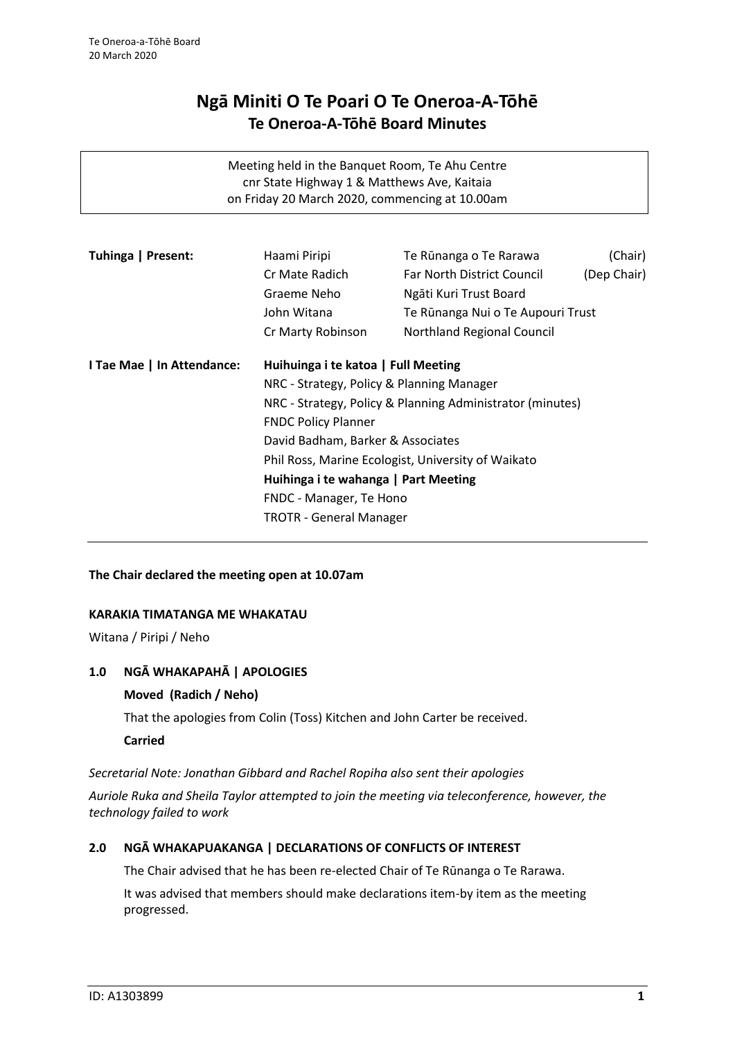# Ngā Miniti O Te Poari O Te Oneroa-A-Tōhē
## Te Oneroa-A-Tōhē Board Minutes

Meeting held in the Banquet Room, Te Ahu Centre
cnr State Highway 1 & Matthews Ave, Kaitaia
on Friday 20 March 2020, commencing at 10.00am

| | | | |
|---|---|---|---|
| **Tuhinga \| Present:** | Haami Piripi | Te Rūnanga o Te Rarawa | (Chair) |
| | Cr Mate Radich | Far North District Council | (Dep Chair) |
| | Graeme Neho | Ngāti Kuri Trust Board | |
| | John Witana | Te Rūnanga Nui o Te Aupouri Trust | |
| | Cr Marty Robinson | Northland Regional Council | |

**I Tae Mae | In Attendance:**

**Huihuinga i te katoa | Full Meeting**
NRC - Strategy, Policy & Planning Manager
NRC - Strategy, Policy & Planning Administrator (minutes)
FNDC Policy Planner
David Badham, Barker & Associates
Phil Ross, Marine Ecologist, University of Waikato

**Huihinga i te wahanga | Part Meeting**
FNDC - Manager, Te Hono
TROTR - General Manager

**The Chair declared the meeting open at 10.07am**

**KARAKIA TIMATANGA ME WHAKATAU**

Witana / Piripi / Neho

### 1.0 NGĀ WHAKAPAHĀ | APOLOGIES

**Moved (Radich / Neho)**

That the apologies from Colin (Toss) Kitchen and John Carter be received.

**Carried**

*Secretarial Note: Jonathan Gibbard and Rachel Ropiha also sent their apologies*

*Auriole Ruka and Sheila Taylor attempted to join the meeting via teleconference, however, the technology failed to work*

### 2.0 NGĀ WHAKAPUAKANGA | DECLARATIONS OF CONFLICTS OF INTEREST

The Chair advised that he has been re-elected Chair of Te Rūnanga o Te Rarawa.

It was advised that members should make declarations item-by item as the meeting progressed.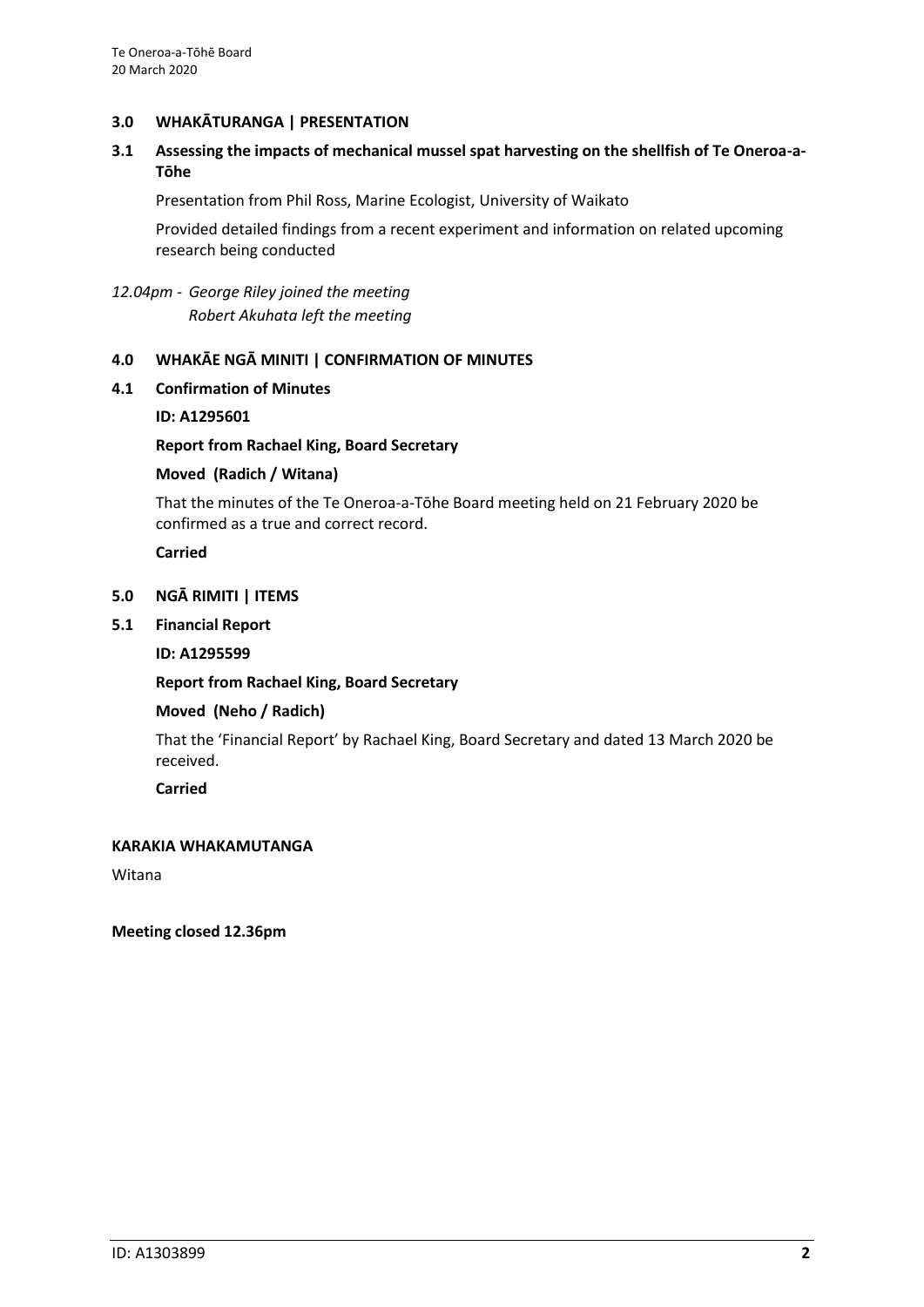### 3.0 WHAKĀTURANGA | PRESENTATION

#### 3.1 Assessing the impacts of mechanical mussel spat harvesting on the shellfish of Te Oneroa-a-Tōhe

Presentation from Phil Ross, Marine Ecologist, University of Waikato

Provided detailed findings from a recent experiment and information on related upcoming research being conducted

*12.04pm - George Riley joined the meeting*
*Robert Akuhata left the meeting*

### 4.0 WHAKĀE NGĀ MINITI | CONFIRMATION OF MINUTES

#### 4.1 Confirmation of Minutes

**ID: A1295601**

**Report from Rachael King, Board Secretary**

**Moved (Radich / Witana)**

That the minutes of the Te Oneroa-a-Tōhe Board meeting held on 21 February 2020 be confirmed as a true and correct record.

**Carried**

### 5.0 NGĀ RIMITI | ITEMS

#### 5.1 Financial Report

**ID: A1295599**

**Report from Rachael King, Board Secretary**

**Moved (Neho / Radich)**

That the 'Financial Report' by Rachael King, Board Secretary and dated 13 March 2020 be received.

**Carried**

### KARAKIA WHAKAMUTANGA

Witana

**Meeting closed 12.36pm**